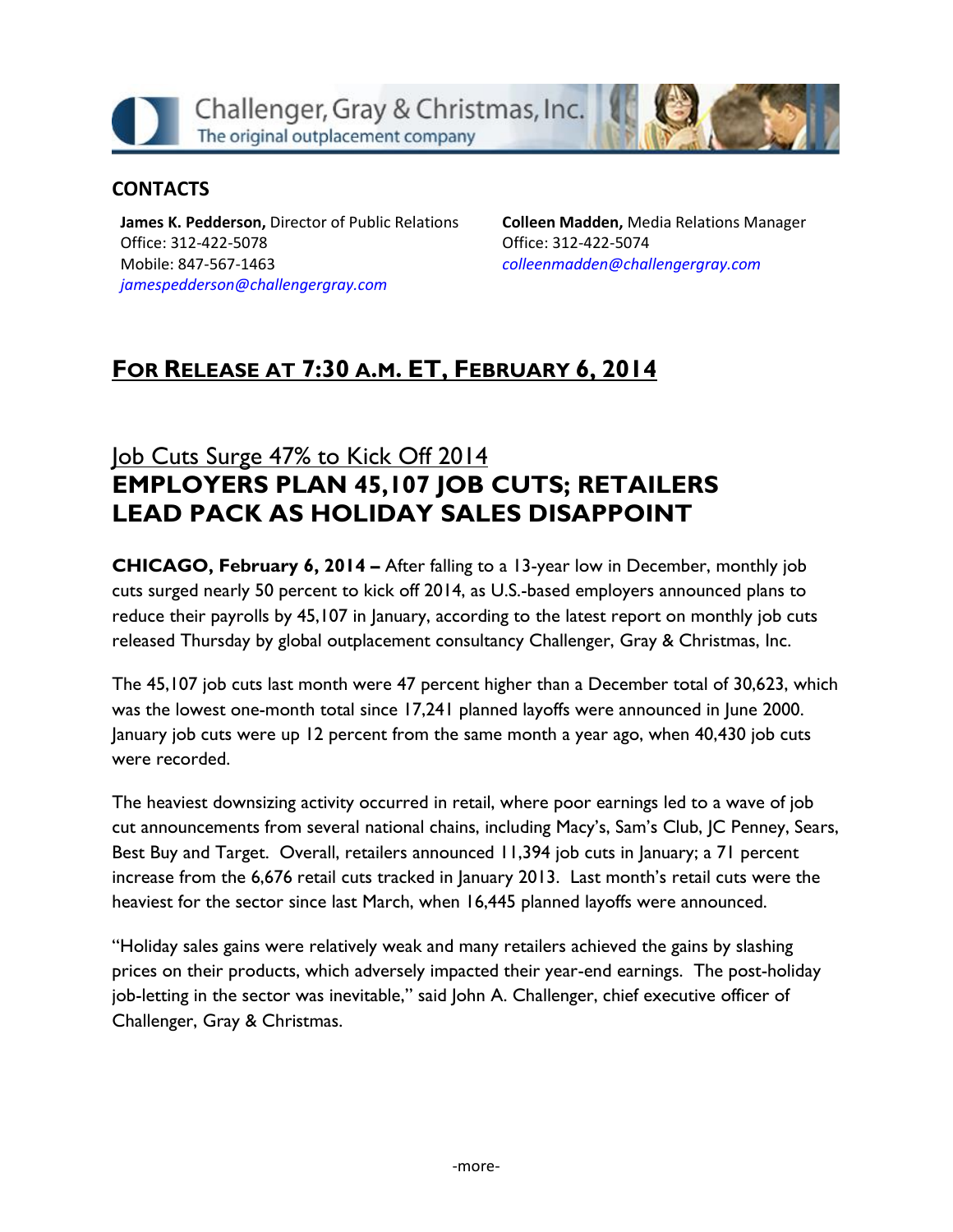Challenger, Gray & Christmas, Inc.
The original outplacement company

## CONTACTS

**James K. Pedderson,** Director of Public Relations
Office: 312-422-5078
Mobile: 847-567-1463
*jamespedderson@challengergray.com*

**Colleen Madden,** Media Relations Manager
Office: 312-422-5074
*colleenmadden@challengergray.com*

## FOR RELEASE AT 7:30 A.M. ET, FEBRUARY 6, 2014

### Job Cuts Surge 47% to Kick Off 2014

# EMPLOYERS PLAN 45,107 JOB CUTS; RETAILERS LEAD PACK AS HOLIDAY SALES DISAPPOINT

**CHICAGO, February 6, 2014 –** After falling to a 13-year low in December, monthly job cuts surged nearly 50 percent to kick off 2014, as U.S.-based employers announced plans to reduce their payrolls by 45,107 in January, according to the latest report on monthly job cuts released Thursday by global outplacement consultancy Challenger, Gray & Christmas, Inc.

The 45,107 job cuts last month were 47 percent higher than a December total of 30,623, which was the lowest one-month total since 17,241 planned layoffs were announced in June 2000. January job cuts were up 12 percent from the same month a year ago, when 40,430 job cuts were recorded.

The heaviest downsizing activity occurred in retail, where poor earnings led to a wave of job cut announcements from several national chains, including Macy's, Sam's Club, JC Penney, Sears, Best Buy and Target. Overall, retailers announced 11,394 job cuts in January; a 71 percent increase from the 6,676 retail cuts tracked in January 2013. Last month's retail cuts were the heaviest for the sector since last March, when 16,445 planned layoffs were announced.

"Holiday sales gains were relatively weak and many retailers achieved the gains by slashing prices on their products, which adversely impacted their year-end earnings. The post-holiday job-letting in the sector was inevitable," said John A. Challenger, chief executive officer of Challenger, Gray & Christmas.

-more-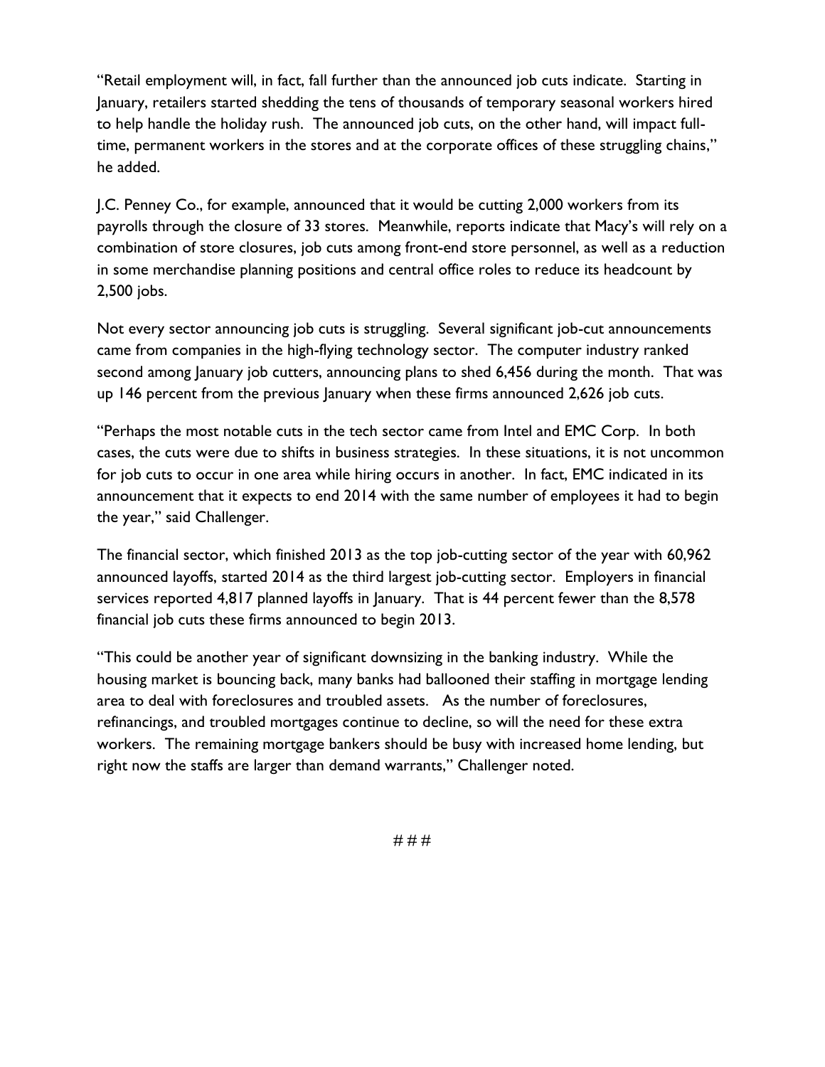"Retail employment will, in fact, fall further than the announced job cuts indicate. Starting in January, retailers started shedding the tens of thousands of temporary seasonal workers hired to help handle the holiday rush. The announced job cuts, on the other hand, will impact full-time, permanent workers in the stores and at the corporate offices of these struggling chains," he added.

J.C. Penney Co., for example, announced that it would be cutting 2,000 workers from its payrolls through the closure of 33 stores. Meanwhile, reports indicate that Macy's will rely on a combination of store closures, job cuts among front-end store personnel, as well as a reduction in some merchandise planning positions and central office roles to reduce its headcount by 2,500 jobs.

Not every sector announcing job cuts is struggling. Several significant job-cut announcements came from companies in the high-flying technology sector. The computer industry ranked second among January job cutters, announcing plans to shed 6,456 during the month. That was up 146 percent from the previous January when these firms announced 2,626 job cuts.

"Perhaps the most notable cuts in the tech sector came from Intel and EMC Corp. In both cases, the cuts were due to shifts in business strategies. In these situations, it is not uncommon for job cuts to occur in one area while hiring occurs in another. In fact, EMC indicated in its announcement that it expects to end 2014 with the same number of employees it had to begin the year," said Challenger.

The financial sector, which finished 2013 as the top job-cutting sector of the year with 60,962 announced layoffs, started 2014 as the third largest job-cutting sector. Employers in financial services reported 4,817 planned layoffs in January. That is 44 percent fewer than the 8,578 financial job cuts these firms announced to begin 2013.

"This could be another year of significant downsizing in the banking industry. While the housing market is bouncing back, many banks had ballooned their staffing in mortgage lending area to deal with foreclosures and troubled assets. As the number of foreclosures, refinancings, and troubled mortgages continue to decline, so will the need for these extra workers. The remaining mortgage bankers should be busy with increased home lending, but right now the staffs are larger than demand warrants," Challenger noted.

# # #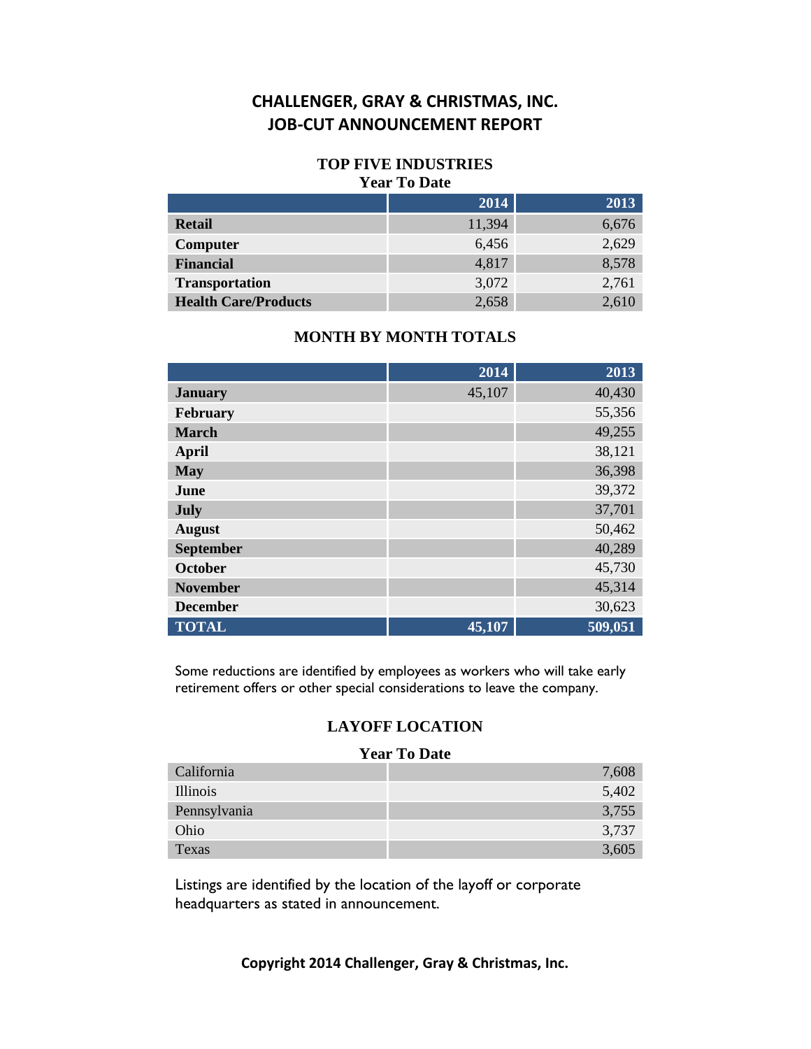# CHALLENGER, GRAY & CHRISTMAS, INC.
# JOB-CUT ANNOUNCEMENT REPORT

### TOP FIVE INDUSTRIES
**Year To Date**

| | 2014 | 2013 |
|---|---|---|
| **Retail** | 11,394 | 6,676 |
| **Computer** | 6,456 | 2,629 |
| **Financial** | 4,817 | 8,578 |
| **Transportation** | 3,072 | 2,761 |
| **Health Care/Products** | 2,658 | 2,610 |

### MONTH BY MONTH TOTALS

| | 2014 | 2013 |
|---|---|---|
| **January** | 45,107 | 40,430 |
| **February** | | 55,356 |
| **March** | | 49,255 |
| **April** | | 38,121 |
| **May** | | 36,398 |
| **June** | | 39,372 |
| **July** | | 37,701 |
| **August** | | 50,462 |
| **September** | | 40,289 |
| **October** | | 45,730 |
| **November** | | 45,314 |
| **December** | | 30,623 |
| **TOTAL** | **45,107** | **509,051** |

Some reductions are identified by employees as workers who will take early retirement offers or other special considerations to leave the company.

### LAYOFF LOCATION
**Year To Date**

| | |
|---|---|
| California | 7,608 |
| Illinois | 5,402 |
| Pennsylvania | 3,755 |
| Ohio | 3,737 |
| Texas | 3,605 |

Listings are identified by the location of the layoff or corporate headquarters as stated in announcement.

**Copyright 2014 Challenger, Gray & Christmas, Inc.**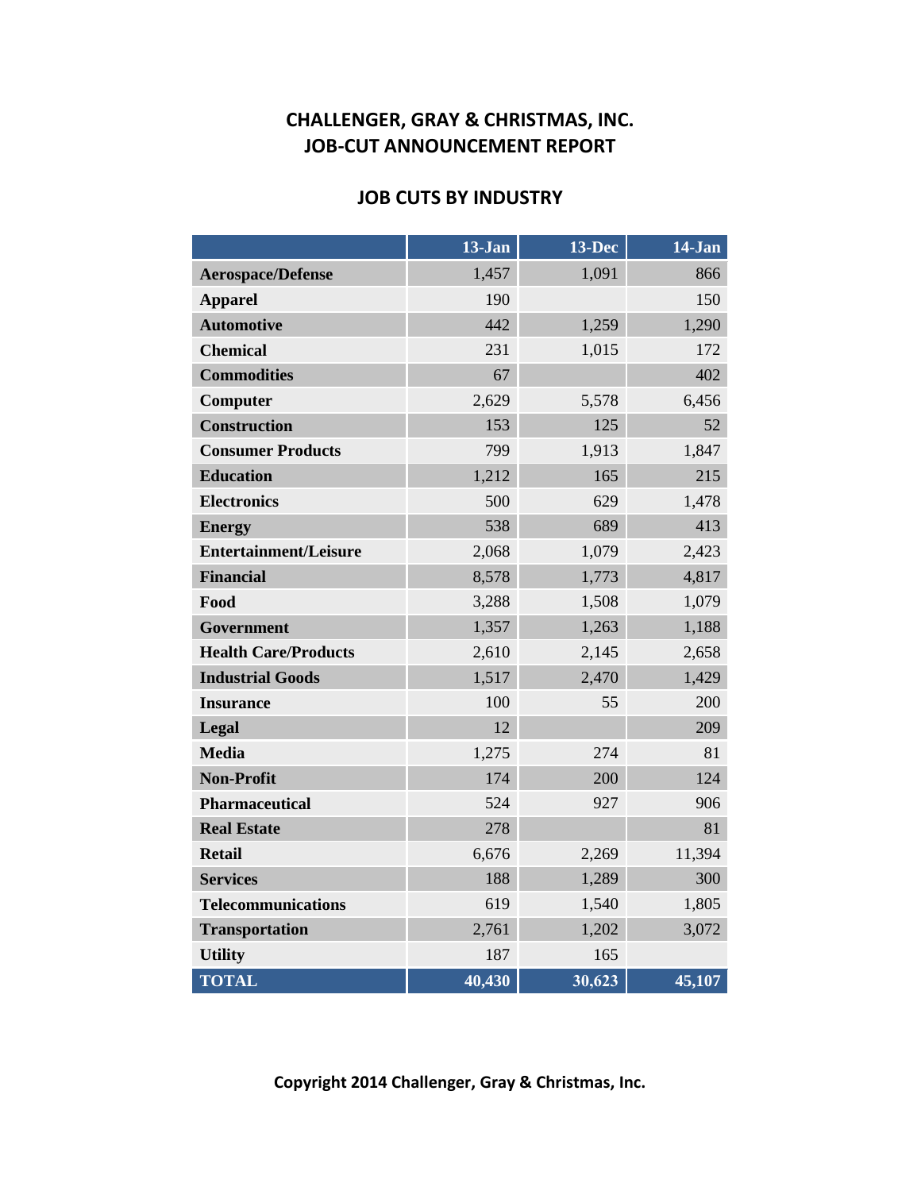## CHALLENGER, GRAY & CHRISTMAS, INC.
## JOB-CUT ANNOUNCEMENT REPORT

### JOB CUTS BY INDUSTRY

| | 13-Jan | 13-Dec | 14-Jan |
|---|---|---|---|
| **Aerospace/Defense** | 1,457 | 1,091 | 866 |
| **Apparel** | 190 | | 150 |
| **Automotive** | 442 | 1,259 | 1,290 |
| **Chemical** | 231 | 1,015 | 172 |
| **Commodities** | 67 | | 402 |
| **Computer** | 2,629 | 5,578 | 6,456 |
| **Construction** | 153 | 125 | 52 |
| **Consumer Products** | 799 | 1,913 | 1,847 |
| **Education** | 1,212 | 165 | 215 |
| **Electronics** | 500 | 629 | 1,478 |
| **Energy** | 538 | 689 | 413 |
| **Entertainment/Leisure** | 2,068 | 1,079 | 2,423 |
| **Financial** | 8,578 | 1,773 | 4,817 |
| **Food** | 3,288 | 1,508 | 1,079 |
| **Government** | 1,357 | 1,263 | 1,188 |
| **Health Care/Products** | 2,610 | 2,145 | 2,658 |
| **Industrial Goods** | 1,517 | 2,470 | 1,429 |
| **Insurance** | 100 | 55 | 200 |
| **Legal** | 12 | | 209 |
| **Media** | 1,275 | 274 | 81 |
| **Non-Profit** | 174 | 200 | 124 |
| **Pharmaceutical** | 524 | 927 | 906 |
| **Real Estate** | 278 | | 81 |
| **Retail** | 6,676 | 2,269 | 11,394 |
| **Services** | 188 | 1,289 | 300 |
| **Telecommunications** | 619 | 1,540 | 1,805 |
| **Transportation** | 2,761 | 1,202 | 3,072 |
| **Utility** | 187 | 165 | |
| **TOTAL** | **40,430** | **30,623** | **45,107** |

**Copyright 2014 Challenger, Gray & Christmas, Inc.**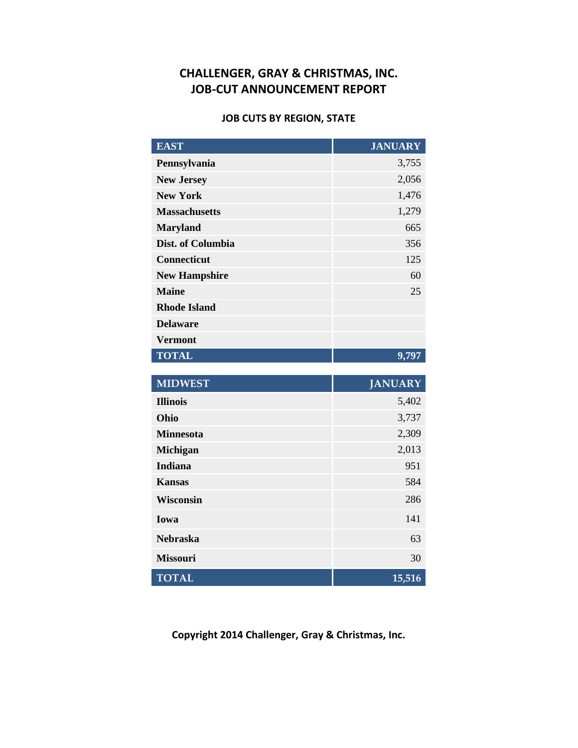## CHALLENGER, GRAY & CHRISTMAS, INC.
## JOB-CUT ANNOUNCEMENT REPORT

### JOB CUTS BY REGION, STATE

| EAST | JANUARY |
|---|---|
| Pennsylvania | 3,755 |
| New Jersey | 2,056 |
| New York | 1,476 |
| Massachusetts | 1,279 |
| Maryland | 665 |
| Dist. of Columbia | 356 |
| Connecticut | 125 |
| New Hampshire | 60 |
| Maine | 25 |
| Rhode Island | |
| Delaware | |
| Vermont | |
| TOTAL | 9,797 |

| MIDWEST | JANUARY |
|---|---|
| Illinois | 5,402 |
| Ohio | 3,737 |
| Minnesota | 2,309 |
| Michigan | 2,013 |
| Indiana | 951 |
| Kansas | 584 |
| Wisconsin | 286 |
| Iowa | 141 |
| Nebraska | 63 |
| Missouri | 30 |
| TOTAL | 15,516 |

**Copyright 2014 Challenger, Gray & Christmas, Inc.**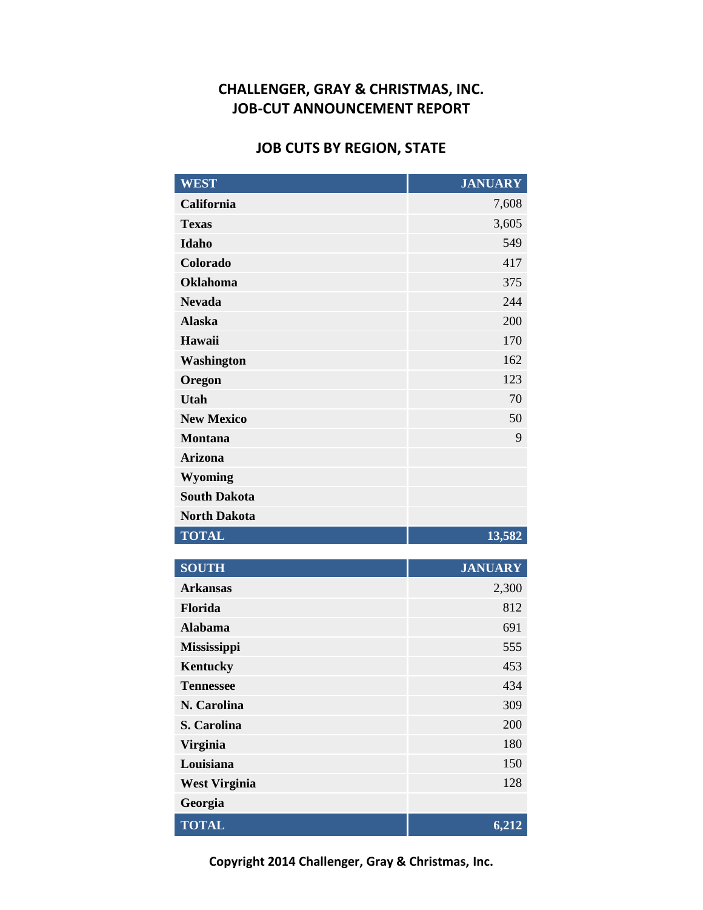## CHALLENGER, GRAY & CHRISTMAS, INC.
## JOB-CUT ANNOUNCEMENT REPORT

### JOB CUTS BY REGION, STATE

| WEST | JANUARY |
|---|---|
| California | 7,608 |
| Texas | 3,605 |
| Idaho | 549 |
| Colorado | 417 |
| Oklahoma | 375 |
| Nevada | 244 |
| Alaska | 200 |
| Hawaii | 170 |
| Washington | 162 |
| Oregon | 123 |
| Utah | 70 |
| New Mexico | 50 |
| Montana | 9 |
| Arizona | |
| Wyoming | |
| South Dakota | |
| North Dakota | |
| TOTAL | 13,582 |

| SOUTH | JANUARY |
|---|---|
| Arkansas | 2,300 |
| Florida | 812 |
| Alabama | 691 |
| Mississippi | 555 |
| Kentucky | 453 |
| Tennessee | 434 |
| N. Carolina | 309 |
| S. Carolina | 200 |
| Virginia | 180 |
| Louisiana | 150 |
| West Virginia | 128 |
| Georgia | |
| TOTAL | 6,212 |

Copyright 2014 Challenger, Gray & Christmas, Inc.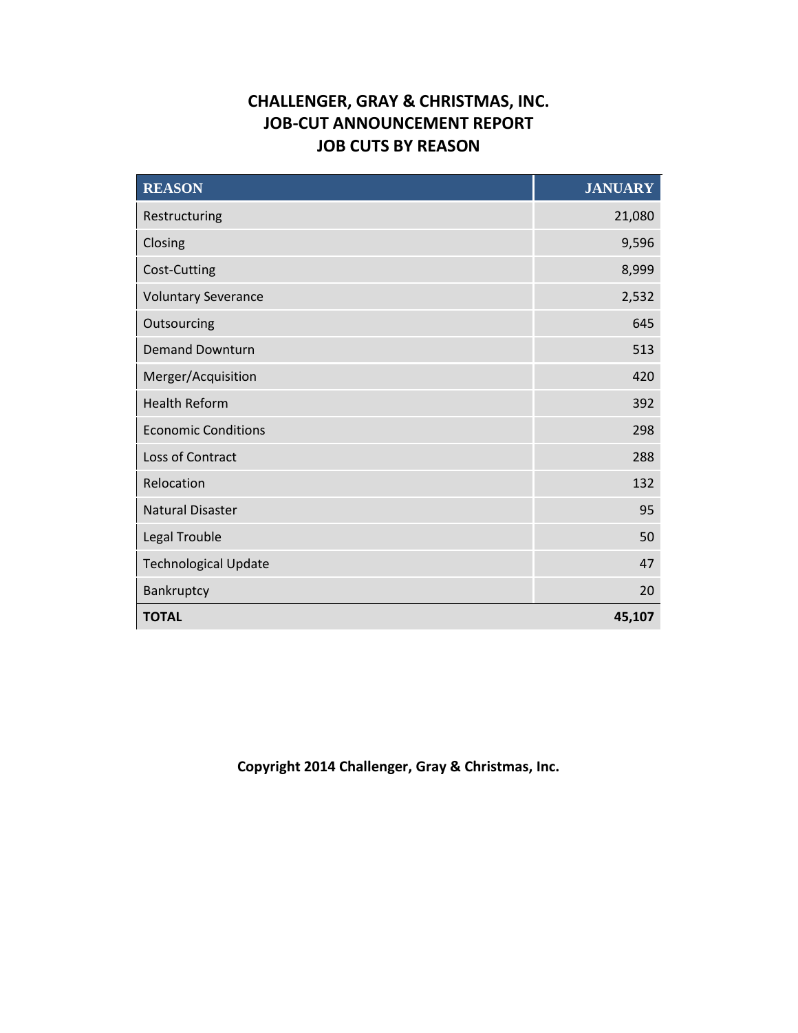# CHALLENGER, GRAY & CHRISTMAS, INC.
## JOB-CUT ANNOUNCEMENT REPORT
## JOB CUTS BY REASON

| REASON | JANUARY |
|---|---|
| Restructuring | 21,080 |
| Closing | 9,596 |
| Cost-Cutting | 8,999 |
| Voluntary Severance | 2,532 |
| Outsourcing | 645 |
| Demand Downturn | 513 |
| Merger/Acquisition | 420 |
| Health Reform | 392 |
| Economic Conditions | 298 |
| Loss of Contract | 288 |
| Relocation | 132 |
| Natural Disaster | 95 |
| Legal Trouble | 50 |
| Technological Update | 47 |
| Bankruptcy | 20 |
| **TOTAL** | **45,107** |

**Copyright 2014 Challenger, Gray & Christmas, Inc.**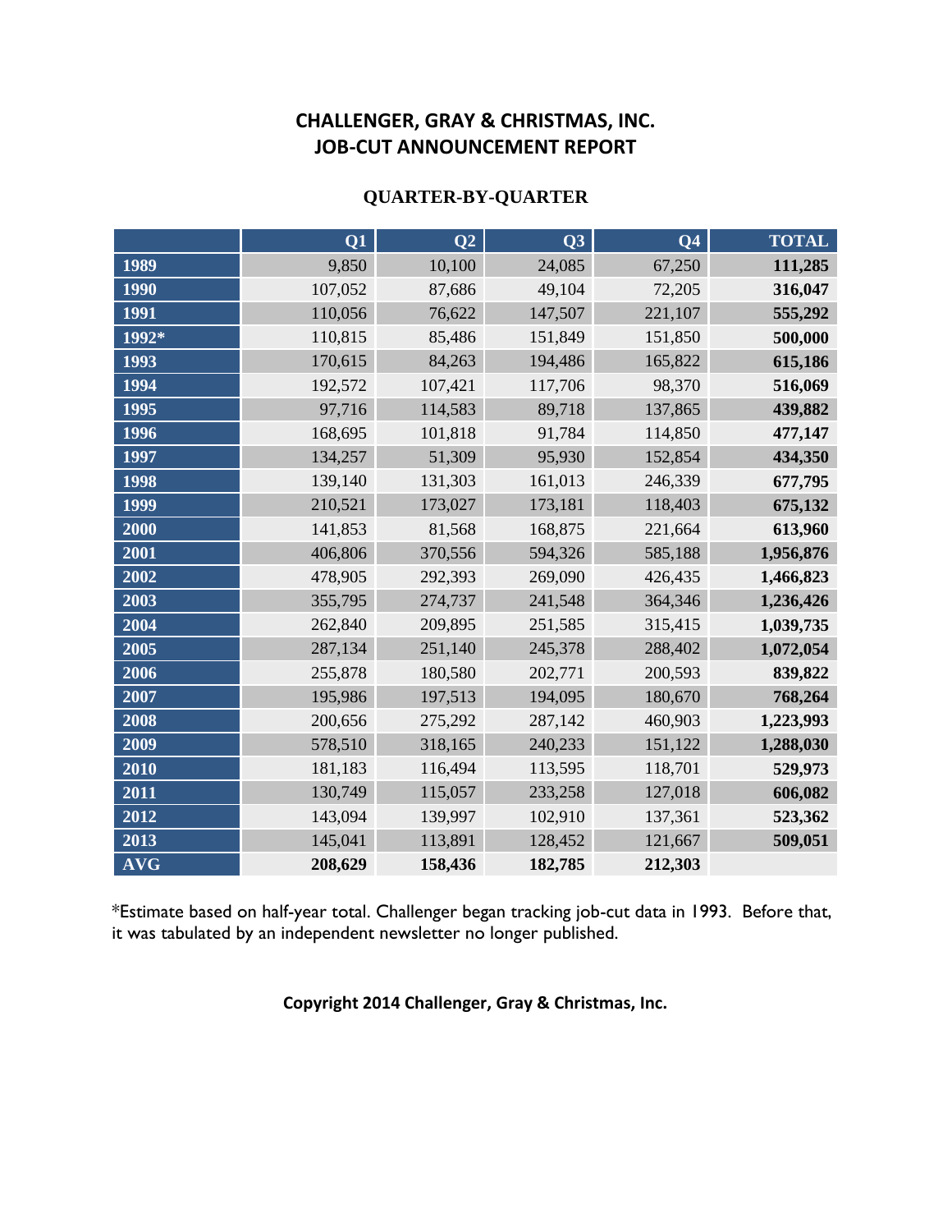# CHALLENGER, GRAY & CHRISTMAS, INC.
# JOB-CUT ANNOUNCEMENT REPORT

## QUARTER-BY-QUARTER

| | Q1 | Q2 | Q3 | Q4 | TOTAL |
|---|---|---|---|---|---|
| **1989** | 9,850 | 10,100 | 24,085 | 67,250 | **111,285** |
| **1990** | 107,052 | 87,686 | 49,104 | 72,205 | **316,047** |
| **1991** | 110,056 | 76,622 | 147,507 | 221,107 | **555,292** |
| **1992*** | 110,815 | 85,486 | 151,849 | 151,850 | **500,000** |
| **1993** | 170,615 | 84,263 | 194,486 | 165,822 | **615,186** |
| **1994** | 192,572 | 107,421 | 117,706 | 98,370 | **516,069** |
| **1995** | 97,716 | 114,583 | 89,718 | 137,865 | **439,882** |
| **1996** | 168,695 | 101,818 | 91,784 | 114,850 | **477,147** |
| **1997** | 134,257 | 51,309 | 95,930 | 152,854 | **434,350** |
| **1998** | 139,140 | 131,303 | 161,013 | 246,339 | **677,795** |
| **1999** | 210,521 | 173,027 | 173,181 | 118,403 | **675,132** |
| **2000** | 141,853 | 81,568 | 168,875 | 221,664 | **613,960** |
| **2001** | 406,806 | 370,556 | 594,326 | 585,188 | **1,956,876** |
| **2002** | 478,905 | 292,393 | 269,090 | 426,435 | **1,466,823** |
| **2003** | 355,795 | 274,737 | 241,548 | 364,346 | **1,236,426** |
| **2004** | 262,840 | 209,895 | 251,585 | 315,415 | **1,039,735** |
| **2005** | 287,134 | 251,140 | 245,378 | 288,402 | **1,072,054** |
| **2006** | 255,878 | 180,580 | 202,771 | 200,593 | **839,822** |
| **2007** | 195,986 | 197,513 | 194,095 | 180,670 | **768,264** |
| **2008** | 200,656 | 275,292 | 287,142 | 460,903 | **1,223,993** |
| **2009** | 578,510 | 318,165 | 240,233 | 151,122 | **1,288,030** |
| **2010** | 181,183 | 116,494 | 113,595 | 118,701 | **529,973** |
| **2011** | 130,749 | 115,057 | 233,258 | 127,018 | **606,082** |
| **2012** | 143,094 | 139,997 | 102,910 | 137,361 | **523,362** |
| **2013** | 145,041 | 113,891 | 128,452 | 121,667 | **509,051** |
| **AVG** | **208,629** | **158,436** | **182,785** | **212,303** | |

*Estimate based on half-year total. Challenger began tracking job-cut data in 1993. Before that, it was tabulated by an independent newsletter no longer published.

**Copyright 2014 Challenger, Gray & Christmas, Inc.**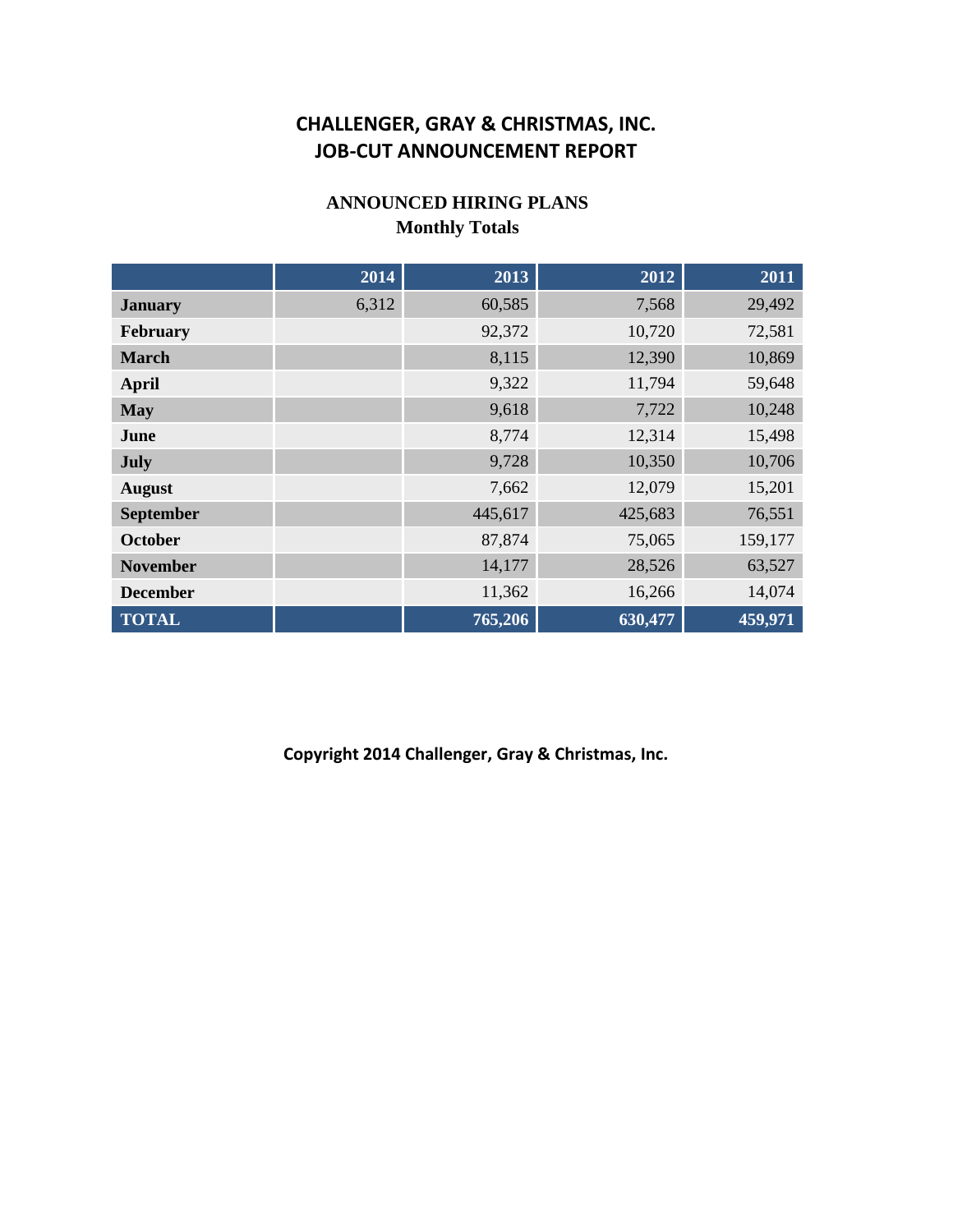# CHALLENGER, GRAY & CHRISTMAS, INC.
# JOB-CUT ANNOUNCEMENT REPORT

## ANNOUNCED HIRING PLANS
### Monthly Totals

| | 2014 | 2013 | 2012 | 2011 |
|---|---|---|---|---|
| **January** | 6,312 | 60,585 | 7,568 | 29,492 |
| **February** | | 92,372 | 10,720 | 72,581 |
| **March** | | 8,115 | 12,390 | 10,869 |
| **April** | | 9,322 | 11,794 | 59,648 |
| **May** | | 9,618 | 7,722 | 10,248 |
| **June** | | 8,774 | 12,314 | 15,498 |
| **July** | | 9,728 | 10,350 | 10,706 |
| **August** | | 7,662 | 12,079 | 15,201 |
| **September** | | 445,617 | 425,683 | 76,551 |
| **October** | | 87,874 | 75,065 | 159,177 |
| **November** | | 14,177 | 28,526 | 63,527 |
| **December** | | 11,362 | 16,266 | 14,074 |
| **TOTAL** | | **765,206** | **630,477** | **459,971** |

**Copyright 2014 Challenger, Gray & Christmas, Inc.**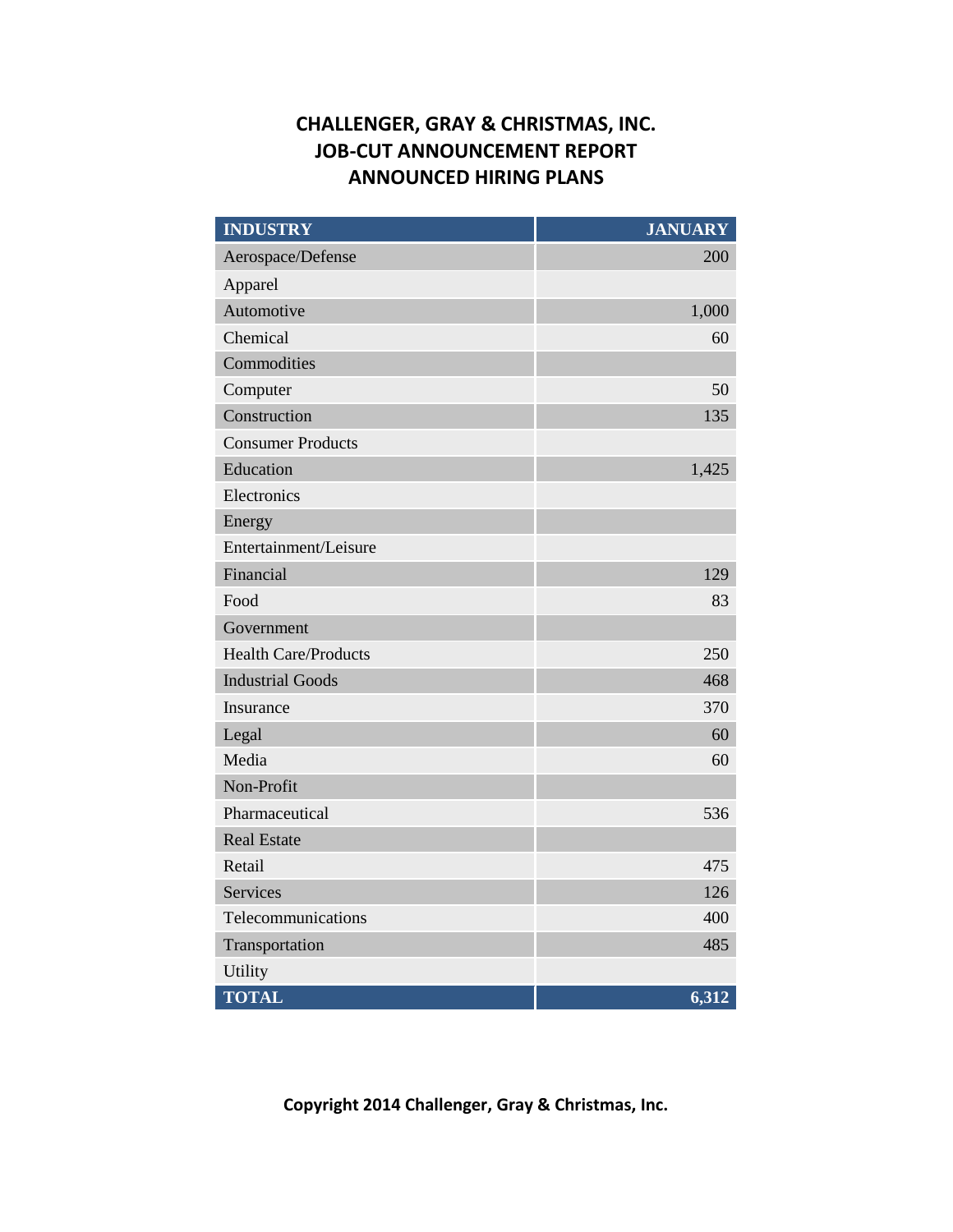# CHALLENGER, GRAY & CHRISTMAS, INC.
# JOB-CUT ANNOUNCEMENT REPORT
# ANNOUNCED HIRING PLANS

| INDUSTRY | JANUARY |
|---|---:|
| Aerospace/Defense | 200 |
| Apparel | |
| Automotive | 1,000 |
| Chemical | 60 |
| Commodities | |
| Computer | 50 |
| Construction | 135 |
| Consumer Products | |
| Education | 1,425 |
| Electronics | |
| Energy | |
| Entertainment/Leisure | |
| Financial | 129 |
| Food | 83 |
| Government | |
| Health Care/Products | 250 |
| Industrial Goods | 468 |
| Insurance | 370 |
| Legal | 60 |
| Media | 60 |
| Non-Profit | |
| Pharmaceutical | 536 |
| Real Estate | |
| Retail | 475 |
| Services | 126 |
| Telecommunications | 400 |
| Transportation | 485 |
| Utility | |
| **TOTAL** | **6,312** |

**Copyright 2014 Challenger, Gray & Christmas, Inc.**